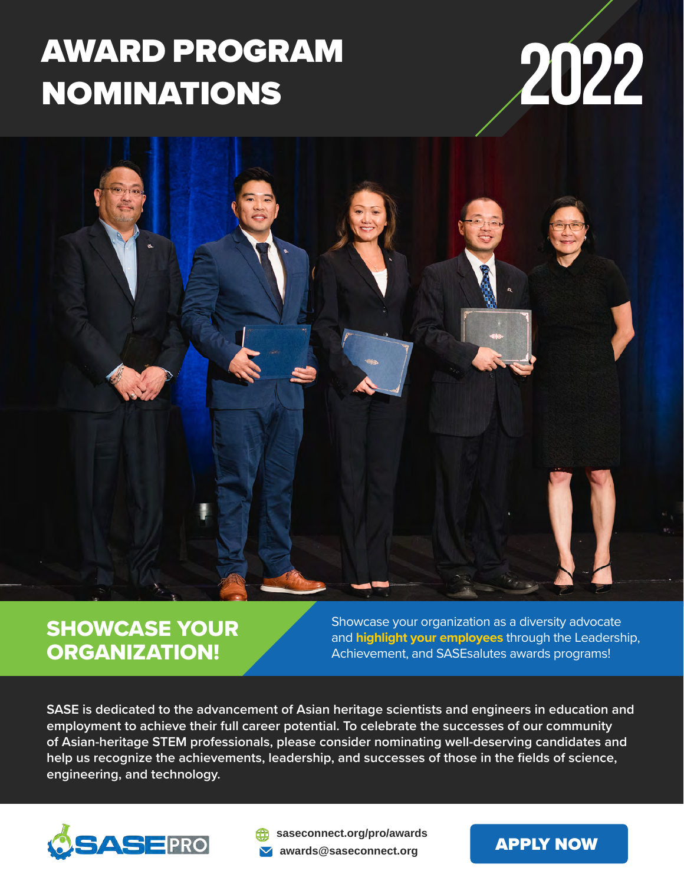# AWARD PROGRAM NOMINATIONS

# 2022

## SHOWCASE YOUR ORGANIZATION!

Showcase your organization as a diversity advocate and **highlight your employees** through the Leadership, Achievement, and SASEsalutes awards programs!

**SASE is dedicated to the advancement of Asian heritage scientists and engineers in education and employment to achieve their full career potential. To celebrate the successes of our community of Asian-heritage STEM professionals, please consider nominating well-deserving candidates and help us recognize the achievements, leadership, and successes of those in the fields of science, engineering, and technology.**

SASE PRO

**saseconnect.org/pro/awards**

**awards@saseconnect.org**

**APPLY NOW**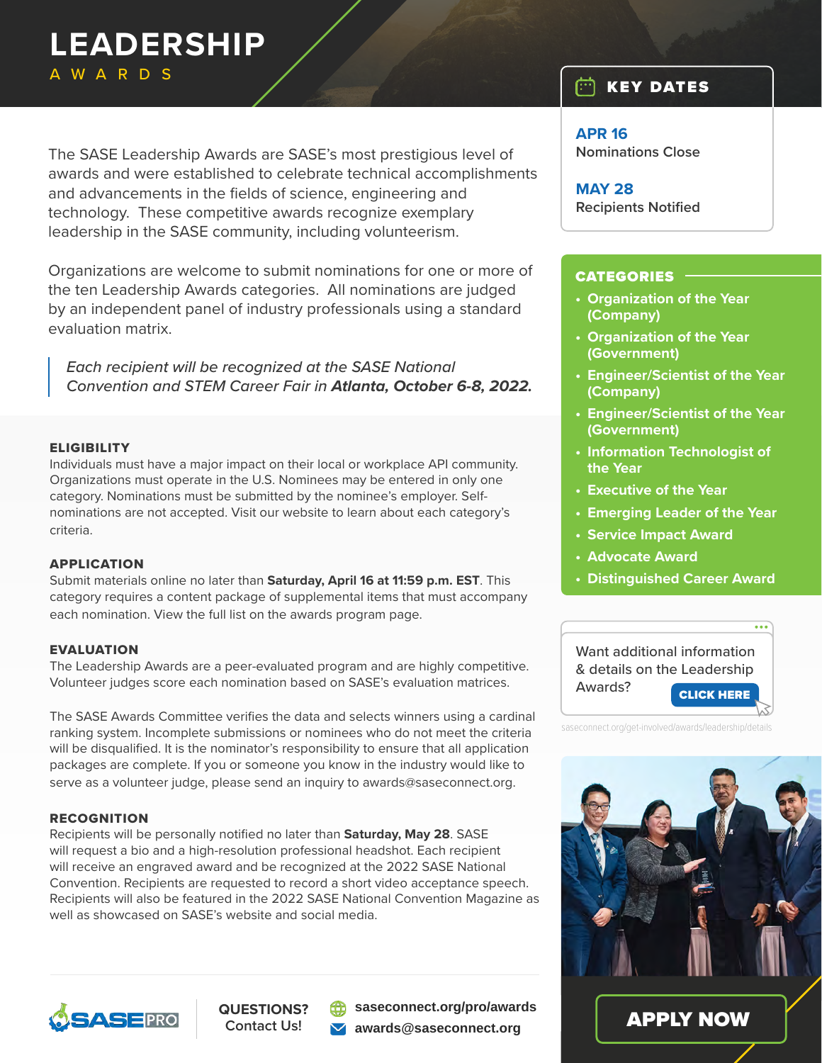# LEADERSHIP

## AWARDS

The SASE Leadership Awards are SASE's most prestigious level of awards and were established to celebrate technical accomplishments and advancements in the fields of science, engineering and technology. These competitive awards recognize exemplary leadership in the SASE community, including volunteerism.

Organizations are welcome to submit nominations for one or more of the ten Leadership Awards categories. All nominations are judged by an independent panel of industry professionals using a standard evaluation matrix.

> *Each recipient will be recognized at the SASE National Convention and STEM Career Fair in* ***Atlanta, October 6-8, 2022.***

### KEY DATES

**APR 16**
Nominations Close

**MAY 28**
Recipients Notified

### CATEGORIES

- Organization of the Year (Company)
- Organization of the Year (Government)
- Engineer/Scientist of the Year (Company)
- Engineer/Scientist of the Year (Government)
- Information Technologist of the Year
- Executive of the Year
- Emerging Leader of the Year
- Service Impact Award
- Advocate Award
- Distinguished Career Award

### ELIGIBILITY

Individuals must have a major impact on their local or workplace API community. Organizations must operate in the U.S. Nominees may be entered in only one category. Nominations must be submitted by the nominee's employer. Self-nominations are not accepted. Visit our website to learn about each category's criteria.

### APPLICATION

Submit materials online no later than **Saturday, April 16 at 11:59 p.m. EST**. This category requires a content package of supplemental items that must accompany each nomination. View the full list on the awards program page.

### EVALUATION

The Leadership Awards are a peer-evaluated program and are highly competitive. Volunteer judges score each nomination based on SASE's evaluation matrices.

The SASE Awards Committee verifies the data and selects winners using a cardinal ranking system. Incomplete submissions or nominees who do not meet the criteria will be disqualified. It is the nominator's responsibility to ensure that all application packages are complete. If you or someone you know in the industry would like to serve as a volunteer judge, please send an inquiry to awards@saseconnect.org.

### RECOGNITION

Recipients will be personally notified no later than **Saturday, May 28**. SASE will request a bio and a high-resolution professional headshot. Each recipient will receive an engraved award and be recognized at the 2022 SASE National Convention. Recipients are requested to record a short video acceptance speech. Recipients will also be featured in the 2022 SASE National Convention Magazine as well as showcased on SASE's website and social media.

Want additional information & details on the Leadership Awards? **CLICK HERE**

saseconnect.org/get-involved/awards/leadership/details

**APPLY NOW**

SASE PRO

**QUESTIONS?** Contact Us!

**saseconnect.org/pro/awards**

**awards@saseconnect.org**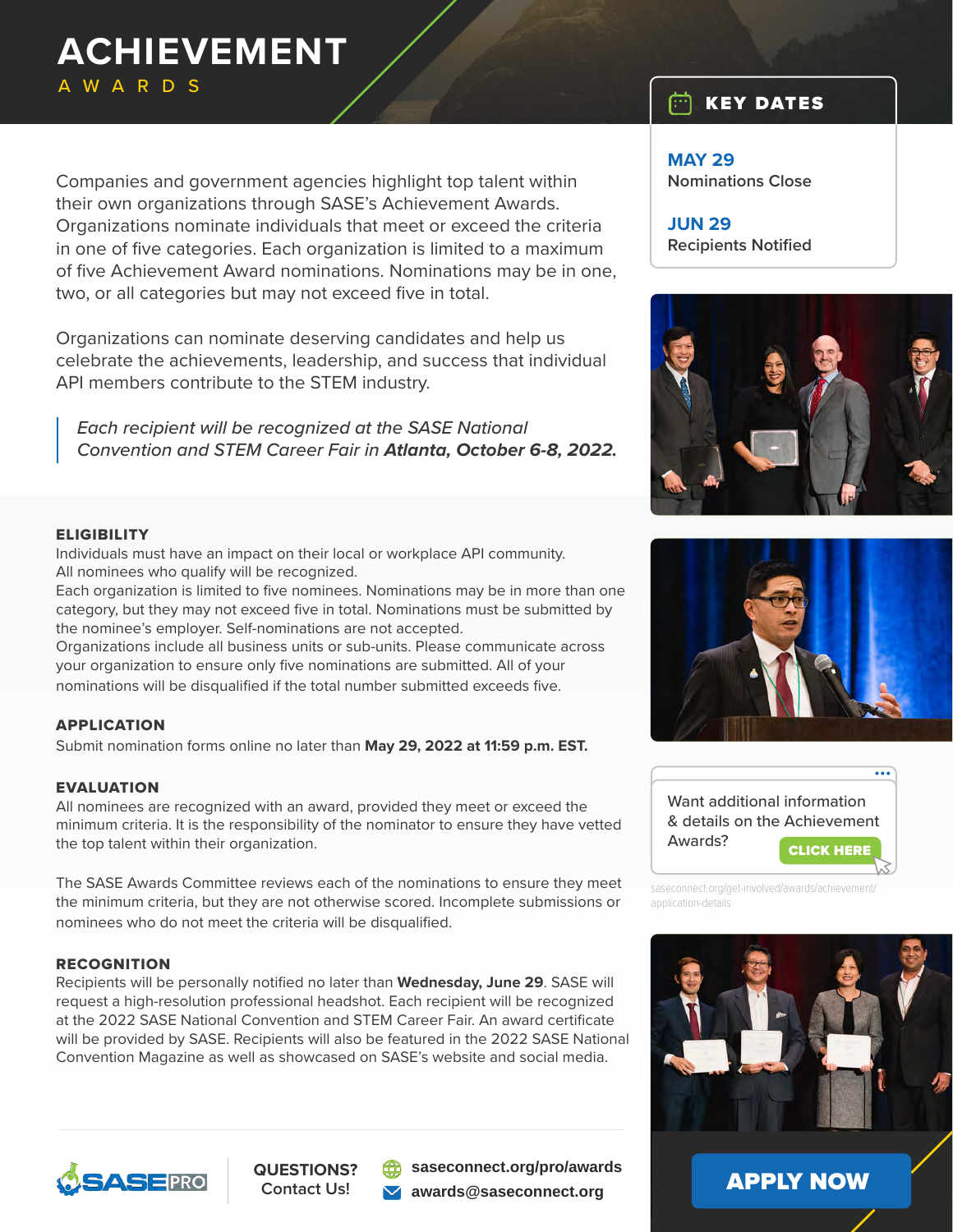# ACHIEVEMENT

## AWARDS

Companies and government agencies highlight top talent within their own organizations through SASE's Achievement Awards. Organizations nominate individuals that meet or exceed the criteria in one of five categories. Each organization is limited to a maximum of five Achievement Award nominations. Nominations may be in one, two, or all categories but may not exceed five in total.

Organizations can nominate deserving candidates and help us celebrate the achievements, leadership, and success that individual API members contribute to the STEM industry.

> *Each recipient will be recognized at the SASE National Convention and STEM Career Fair in **Atlanta, October 6-8, 2022.***

### KEY DATES

**MAY 29**
Nominations Close

**JUN 29**
Recipients Notified

### ELIGIBILITY

Individuals must have an impact on their local or workplace API community.
All nominees who qualify will be recognized.
Each organization is limited to five nominees. Nominations may be in more than one category, but they may not exceed five in total. Nominations must be submitted by the nominee's employer. Self-nominations are not accepted.
Organizations include all business units or sub-units. Please communicate across your organization to ensure only five nominations are submitted. All of your nominations will be disqualified if the total number submitted exceeds five.

### APPLICATION

Submit nomination forms online no later than **May 29, 2022 at 11:59 p.m. EST.**

### EVALUATION

All nominees are recognized with an award, provided they meet or exceed the minimum criteria. It is the responsibility of the nominator to ensure they have vetted the top talent within their organization.

The SASE Awards Committee reviews each of the nominations to ensure they meet the minimum criteria, but they are not otherwise scored. Incomplete submissions or nominees who do not meet the criteria will be disqualified.

### RECOGNITION

Recipients will be personally notified no later than **Wednesday, June 29**. SASE will request a high-resolution professional headshot. Each recipient will be recognized at the 2022 SASE National Convention and STEM Career Fair. An award certificate will be provided by SASE. Recipients will also be featured in the 2022 SASE National Convention Magazine as well as showcased on SASE's website and social media.

Want additional information & details on the Achievement Awards? **CLICK HERE**

saseconnect.org/get-involved/awards/achievement/application-details

SASE PRO

**QUESTIONS?** Contact Us!

**saseconnect.org/pro/awards**

**awards@saseconnect.org**

**APPLY NOW**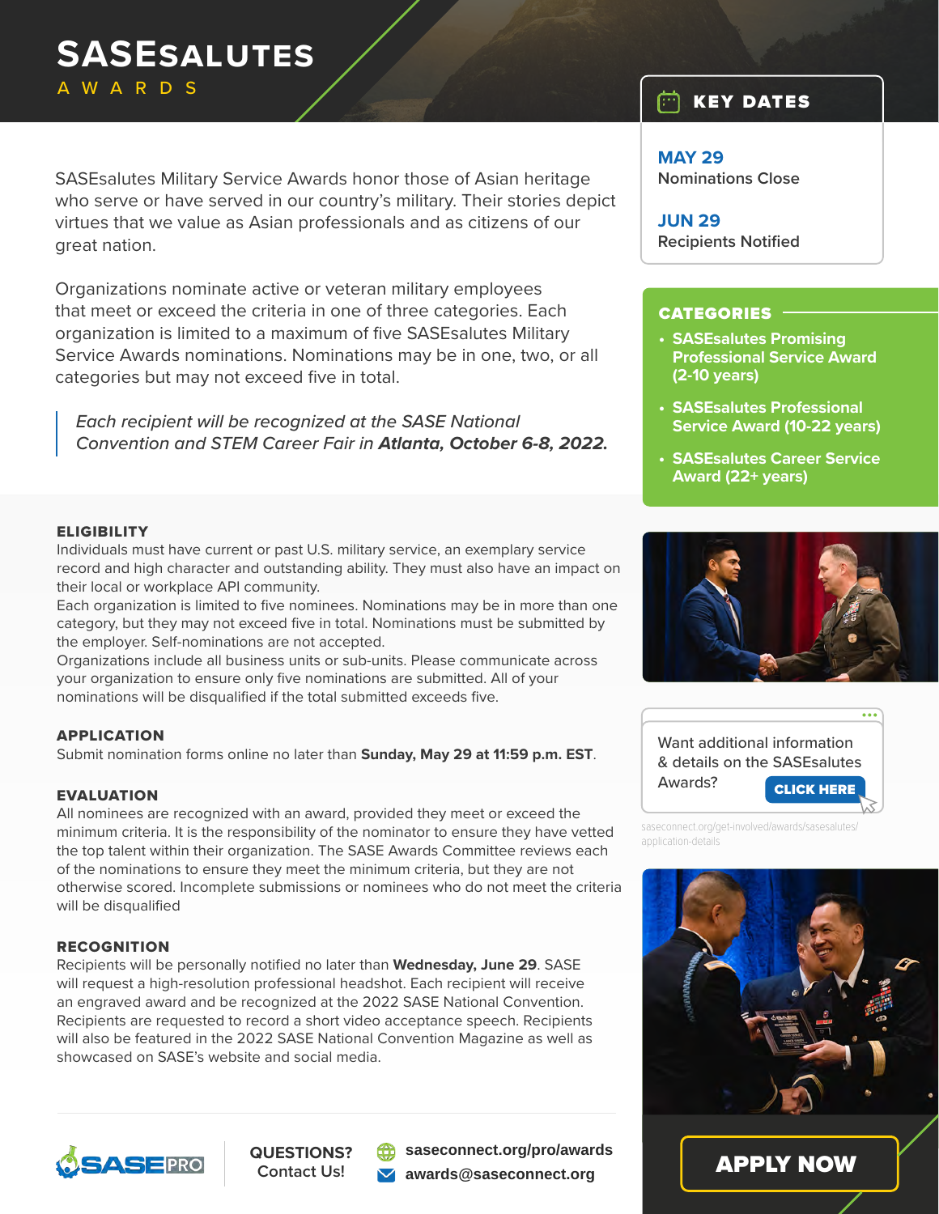# SASESALUTES

## AWARDS

SASEsalutes Military Service Awards honor those of Asian heritage who serve or have served in our country's military. Their stories depict virtues that we value as Asian professionals and as citizens of our great nation.

Organizations nominate active or veteran military employees that meet or exceed the criteria in one of three categories. Each organization is limited to a maximum of five SASEsalutes Military Service Awards nominations. Nominations may be in one, two, or all categories but may not exceed five in total.

> *Each recipient will be recognized at the SASE National Convention and STEM Career Fair in* ***Atlanta, October 6-8, 2022.***

### KEY DATES

**MAY 29**
Nominations Close

**JUN 29**
Recipients Notified

### CATEGORIES

- **SASEsalutes Promising Professional Service Award (2-10 years)**
- **SASEsalutes Professional Service Award (10-22 years)**
- **SASEsalutes Career Service Award (22+ years)**

### ELIGIBILITY

Individuals must have current or past U.S. military service, an exemplary service record and high character and outstanding ability. They must also have an impact on their local or workplace API community.

Each organization is limited to five nominees. Nominations may be in more than one category, but they may not exceed five in total. Nominations must be submitted by the employer. Self-nominations are not accepted.

Organizations include all business units or sub-units. Please communicate across your organization to ensure only five nominations are submitted. All of your nominations will be disqualified if the total submitted exceeds five.

### APPLICATION

Submit nomination forms online no later than **Sunday, May 29 at 11:59 p.m. EST**.

### EVALUATION

All nominees are recognized with an award, provided they meet or exceed the minimum criteria. It is the responsibility of the nominator to ensure they have vetted the top talent within their organization. The SASE Awards Committee reviews each of the nominations to ensure they meet the minimum criteria, but they are not otherwise scored. Incomplete submissions or nominees who do not meet the criteria will be disqualified

### RECOGNITION

Recipients will be personally notified no later than **Wednesday, June 29**. SASE will request a high-resolution professional headshot. Each recipient will receive an engraved award and be recognized at the 2022 SASE National Convention. Recipients are requested to record a short video acceptance speech. Recipients will also be featured in the 2022 SASE National Convention Magazine as well as showcased on SASE's website and social media.

Want additional information & details on the SASEsalutes Awards? **CLICK HERE**

saseconnect.org/get-involved/awards/sasesalutes/application-details

**APPLY NOW**

SASE PRO

**QUESTIONS?** Contact Us!

**saseconnect.org/pro/awards**

**awards@saseconnect.org**